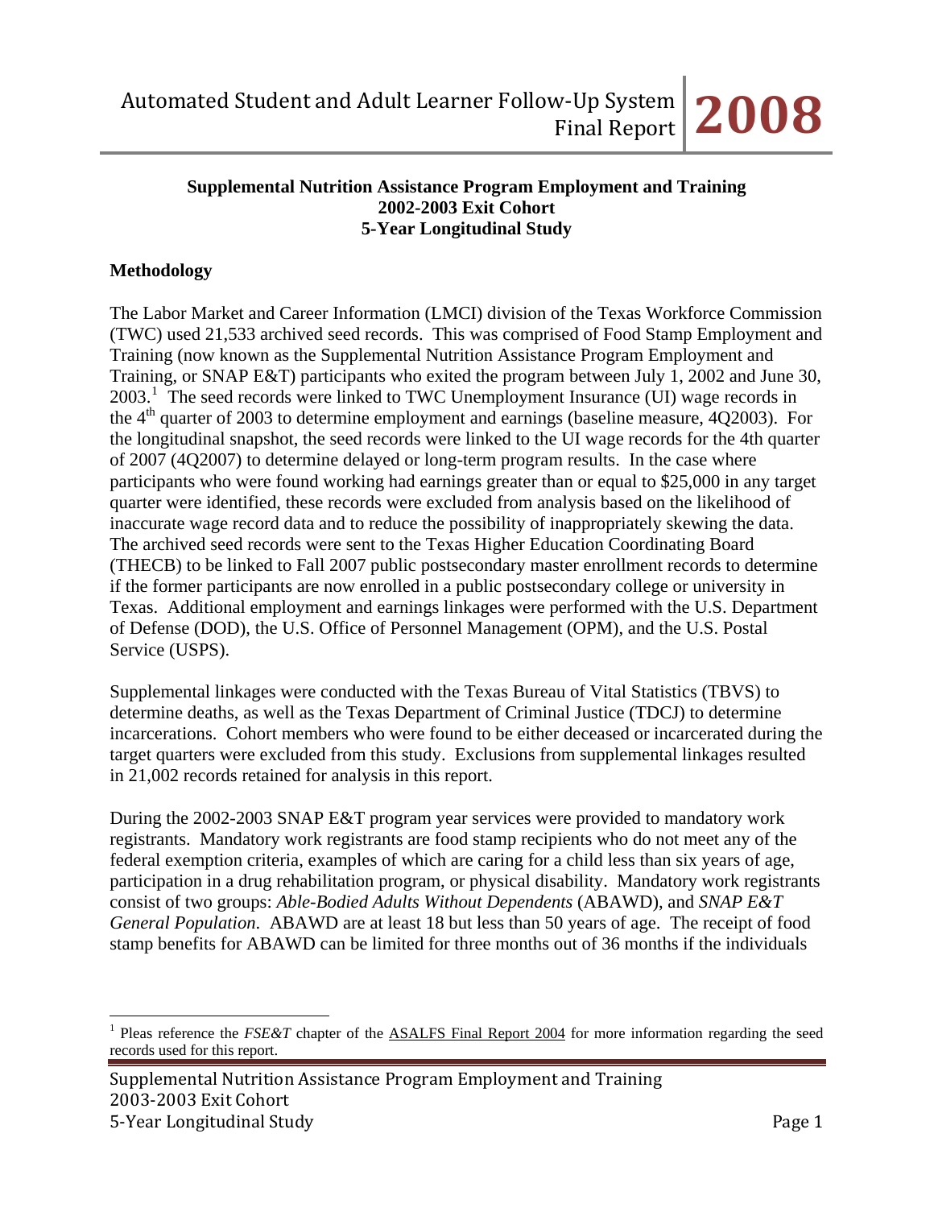**Supplemental Nutrition Assistance Program Employment and Training**
**2002-2003 Exit Cohort**
**5-Year Longitudinal Study**

## Methodology

The Labor Market and Career Information (LMCI) division of the Texas Workforce Commission (TWC) used 21,533 archived seed records. This was comprised of Food Stamp Employment and Training (now known as the Supplemental Nutrition Assistance Program Employment and Training, or SNAP E&T) participants who exited the program between July 1, 2002 and June 30, 2003.[1] The seed records were linked to TWC Unemployment Insurance (UI) wage records in the 4th quarter of 2003 to determine employment and earnings (baseline measure, 4Q2003). For the longitudinal snapshot, the seed records were linked to the UI wage records for the 4th quarter of 2007 (4Q2007) to determine delayed or long-term program results. In the case where participants who were found working had earnings greater than or equal to $25,000 in any target quarter were identified, these records were excluded from analysis based on the likelihood of inaccurate wage record data and to reduce the possibility of inappropriately skewing the data. The archived seed records were sent to the Texas Higher Education Coordinating Board (THECB) to be linked to Fall 2007 public postsecondary master enrollment records to determine if the former participants are now enrolled in a public postsecondary college or university in Texas. Additional employment and earnings linkages were performed with the U.S. Department of Defense (DOD), the U.S. Office of Personnel Management (OPM), and the U.S. Postal Service (USPS).

Supplemental linkages were conducted with the Texas Bureau of Vital Statistics (TBVS) to determine deaths, as well as the Texas Department of Criminal Justice (TDCJ) to determine incarcerations. Cohort members who were found to be either deceased or incarcerated during the target quarters were excluded from this study. Exclusions from supplemental linkages resulted in 21,002 records retained for analysis in this report.

During the 2002-2003 SNAP E&T program year services were provided to mandatory work registrants. Mandatory work registrants are food stamp recipients who do not meet any of the federal exemption criteria, examples of which are caring for a child less than six years of age, participation in a drug rehabilitation program, or physical disability. Mandatory work registrants consist of two groups: *Able-Bodied Adults Without Dependents* (ABAWD), and *SNAP E&T General Population*. ABAWD are at least 18 but less than 50 years of age. The receipt of food stamp benefits for ABAWD can be limited for three months out of 36 months if the individuals

[1] Pleas reference the *FSE&T* chapter of the ASALFS Final Report 2004 for more information regarding the seed records used for this report.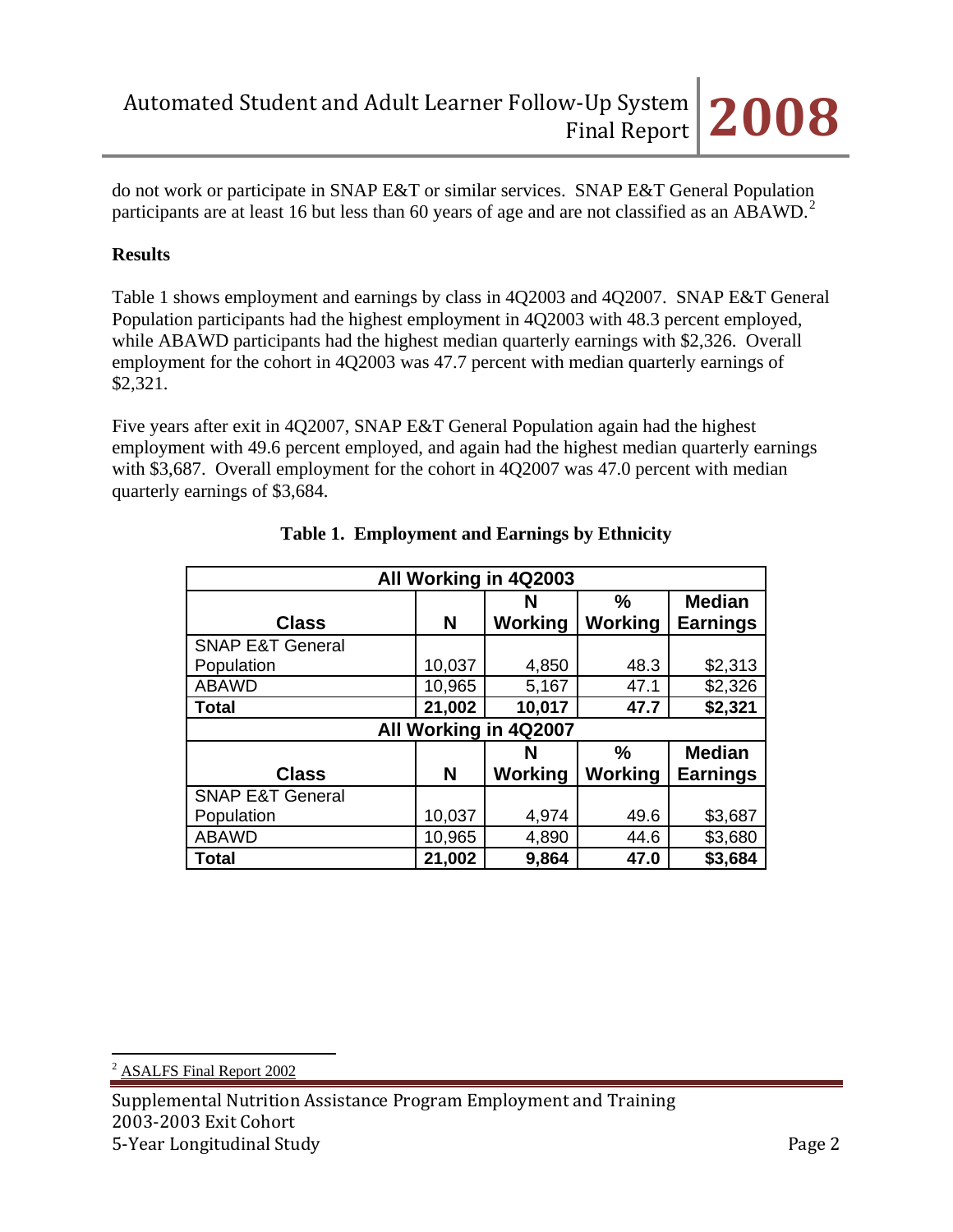do not work or participate in SNAP E&T or similar services. SNAP E&T General Population participants are at least 16 but less than 60 years of age and are not classified as an ABAWD.[2]

**Results**

Table 1 shows employment and earnings by class in 4Q2003 and 4Q2007. SNAP E&T General Population participants had the highest employment in 4Q2003 with 48.3 percent employed, while ABAWD participants had the highest median quarterly earnings with $2,326. Overall employment for the cohort in 4Q2003 was 47.7 percent with median quarterly earnings of $2,321.

Five years after exit in 4Q2007, SNAP E&T General Population again had the highest employment with 49.6 percent employed, and again had the highest median quarterly earnings with $3,687. Overall employment for the cohort in 4Q2007 was 47.0 percent with median quarterly earnings of $3,684.

**Table 1. Employment and Earnings by Ethnicity**

| All Working in 4Q2003 | | | | |
|---|---|---|---|---|
| **Class** | **N** | **N Working** | **% Working** | **Median Earnings** |
| SNAP E&T General Population | 10,037 | 4,850 | 48.3 | $2,313 |
| ABAWD | 10,965 | 5,167 | 47.1 | $2,326 |
| **Total** | **21,002** | **10,017** | **47.7** | **$2,321** |
| **All Working in 4Q2007** | | | | |
| **Class** | **N** | **N Working** | **% Working** | **Median Earnings** |
| SNAP E&T General Population | 10,037 | 4,974 | 49.6 | $3,687 |
| ABAWD | 10,965 | 4,890 | 44.6 | $3,680 |
| **Total** | **21,002** | **9,864** | **47.0** | **$3,684** |

[2] ASALFS Final Report 2002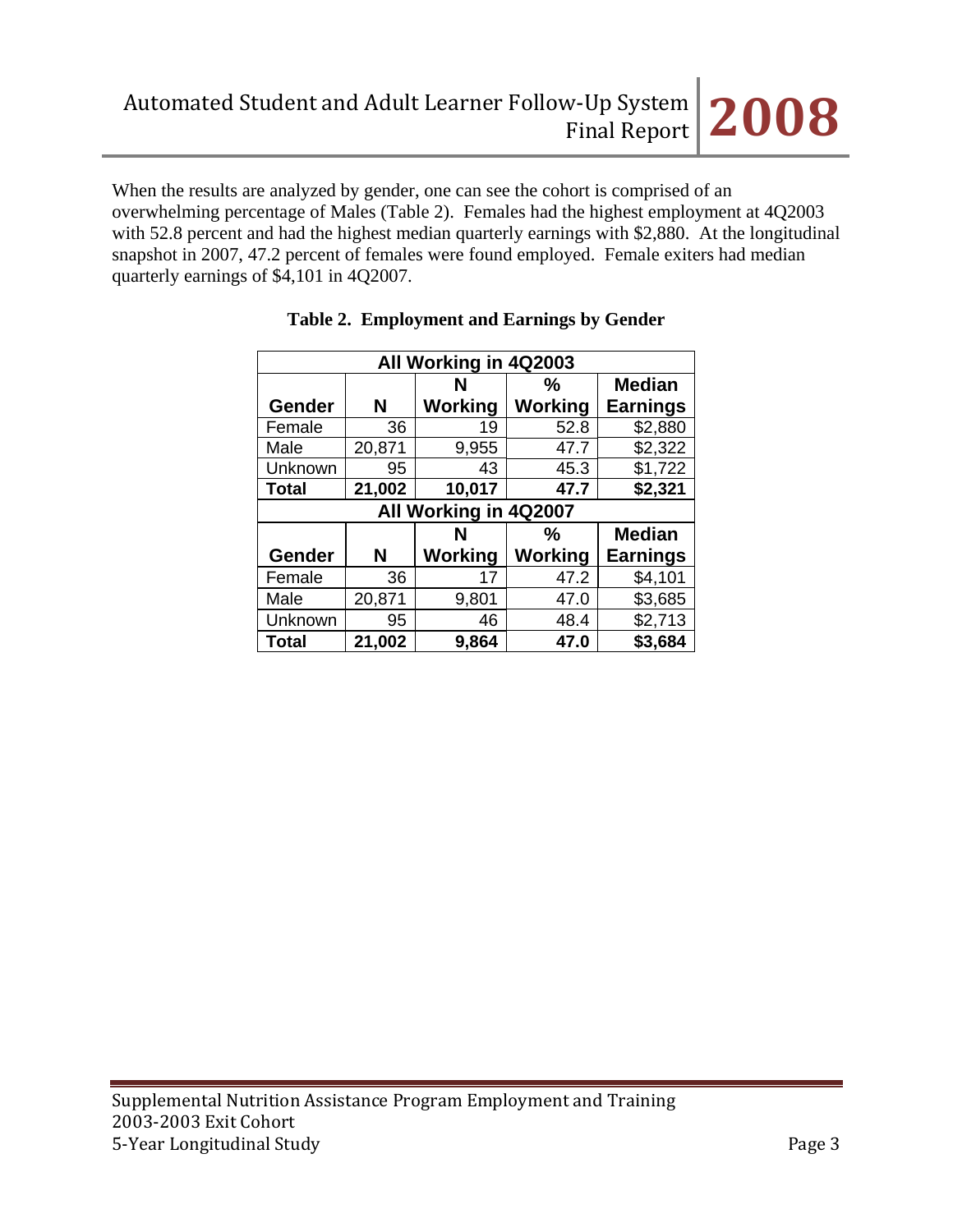When the results are analyzed by gender, one can see the cohort is comprised of an overwhelming percentage of Males (Table 2). Females had the highest employment at 4Q2003 with 52.8 percent and had the highest median quarterly earnings with $2,880. At the longitudinal snapshot in 2007, 47.2 percent of females were found employed. Female exiters had median quarterly earnings of $4,101 in 4Q2007.

**Table 2. Employment and Earnings by Gender**

| All Working in 4Q2003 | | | | |
|---|---|---|---|---|
| **Gender** | **N** | **N Working** | **% Working** | **Median Earnings** |
| Female | 36 | 19 | 52.8 | $2,880 |
| Male | 20,871 | 9,955 | 47.7 | $2,322 |
| Unknown | 95 | 43 | 45.3 | $1,722 |
| **Total** | **21,002** | **10,017** | **47.7** | **$2,321** |
| **All Working in 4Q2007** | | | | |
| **Gender** | **N** | **N Working** | **% Working** | **Median Earnings** |
| Female | 36 | 17 | 47.2 | $4,101 |
| Male | 20,871 | 9,801 | 47.0 | $3,685 |
| Unknown | 95 | 46 | 48.4 | $2,713 |
| **Total** | **21,002** | **9,864** | **47.0** | **$3,684** |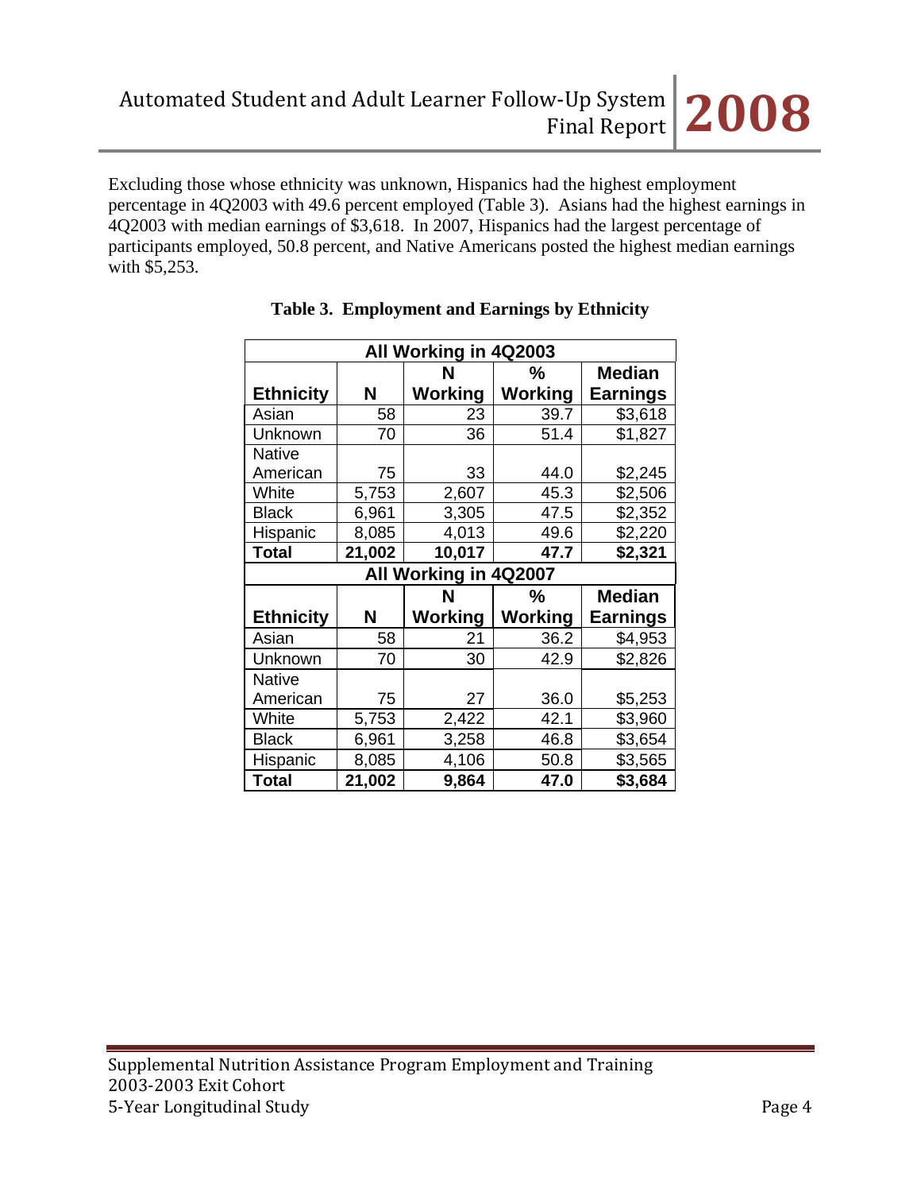Excluding those whose ethnicity was unknown, Hispanics had the highest employment percentage in 4Q2003 with 49.6 percent employed (Table 3). Asians had the highest earnings in 4Q2003 with median earnings of $3,618. In 2007, Hispanics had the largest percentage of participants employed, 50.8 percent, and Native Americans posted the highest median earnings with $5,253.

**Table 3. Employment and Earnings by Ethnicity**

| All Working in 4Q2003 | | | | |
|---|---|---|---|---|
| **Ethnicity** | **N** | **N Working** | **% Working** | **Median Earnings** |
| Asian | 58 | 23 | 39.7 | $3,618 |
| Unknown | 70 | 36 | 51.4 | $1,827 |
| Native American | 75 | 33 | 44.0 | $2,245 |
| White | 5,753 | 2,607 | 45.3 | $2,506 |
| Black | 6,961 | 3,305 | 47.5 | $2,352 |
| Hispanic | 8,085 | 4,013 | 49.6 | $2,220 |
| **Total** | **21,002** | **10,017** | **47.7** | **$2,321** |
| **All Working in 4Q2007** | | | | |
| **Ethnicity** | **N** | **N Working** | **% Working** | **Median Earnings** |
| Asian | 58 | 21 | 36.2 | $4,953 |
| Unknown | 70 | 30 | 42.9 | $2,826 |
| Native American | 75 | 27 | 36.0 | $5,253 |
| White | 5,753 | 2,422 | 42.1 | $3,960 |
| Black | 6,961 | 3,258 | 46.8 | $3,654 |
| Hispanic | 8,085 | 4,106 | 50.8 | $3,565 |
| **Total** | **21,002** | **9,864** | **47.0** | **$3,684** |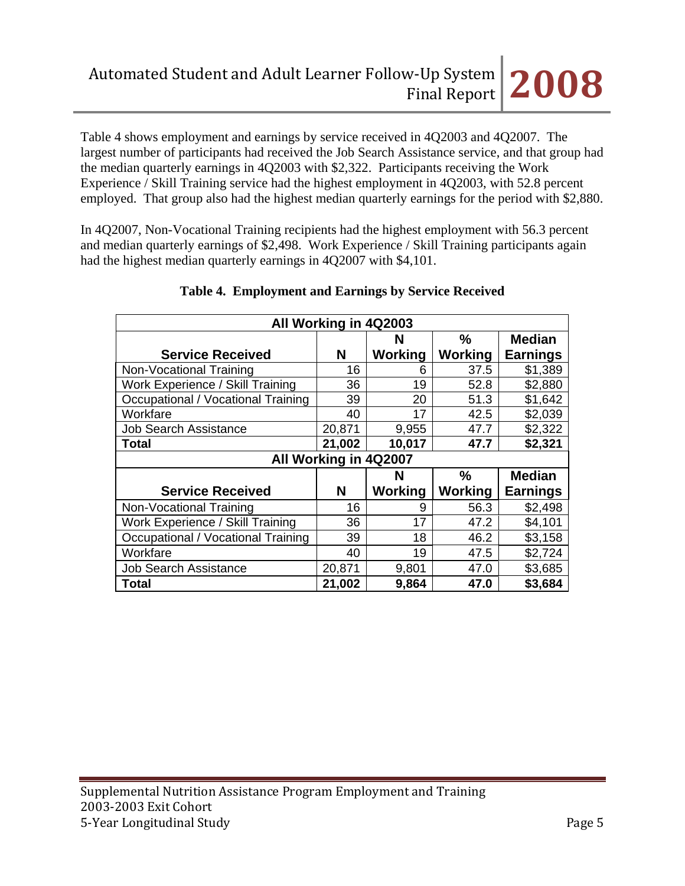Table 4 shows employment and earnings by service received in 4Q2003 and 4Q2007. The largest number of participants had received the Job Search Assistance service, and that group had the median quarterly earnings in 4Q2003 with $2,322. Participants receiving the Work Experience / Skill Training service had the highest employment in 4Q2003, with 52.8 percent employed. That group also had the highest median quarterly earnings for the period with $2,880.

In 4Q2007, Non-Vocational Training recipients had the highest employment with 56.3 percent and median quarterly earnings of $2,498. Work Experience / Skill Training participants again had the highest median quarterly earnings in 4Q2007 with $4,101.

**Table 4. Employment and Earnings by Service Received**

| All Working in 4Q2003 | | | | |
|---|---|---|---|---|
| **Service Received** | **N** | **N Working** | **% Working** | **Median Earnings** |
| Non-Vocational Training | 16 | 6 | 37.5 | $1,389 |
| Work Experience / Skill Training | 36 | 19 | 52.8 | $2,880 |
| Occupational / Vocational Training | 39 | 20 | 51.3 | $1,642 |
| Workfare | 40 | 17 | 42.5 | $2,039 |
| Job Search Assistance | 20,871 | 9,955 | 47.7 | $2,322 |
| **Total** | **21,002** | **10,017** | **47.7** | **$2,321** |
| **All Working in 4Q2007** | | | | |
| **Service Received** | **N** | **N Working** | **% Working** | **Median Earnings** |
| Non-Vocational Training | 16 | 9 | 56.3 | $2,498 |
| Work Experience / Skill Training | 36 | 17 | 47.2 | $4,101 |
| Occupational / Vocational Training | 39 | 18 | 46.2 | $3,158 |
| Workfare | 40 | 19 | 47.5 | $2,724 |
| Job Search Assistance | 20,871 | 9,801 | 47.0 | $3,685 |
| **Total** | **21,002** | **9,864** | **47.0** | **$3,684** |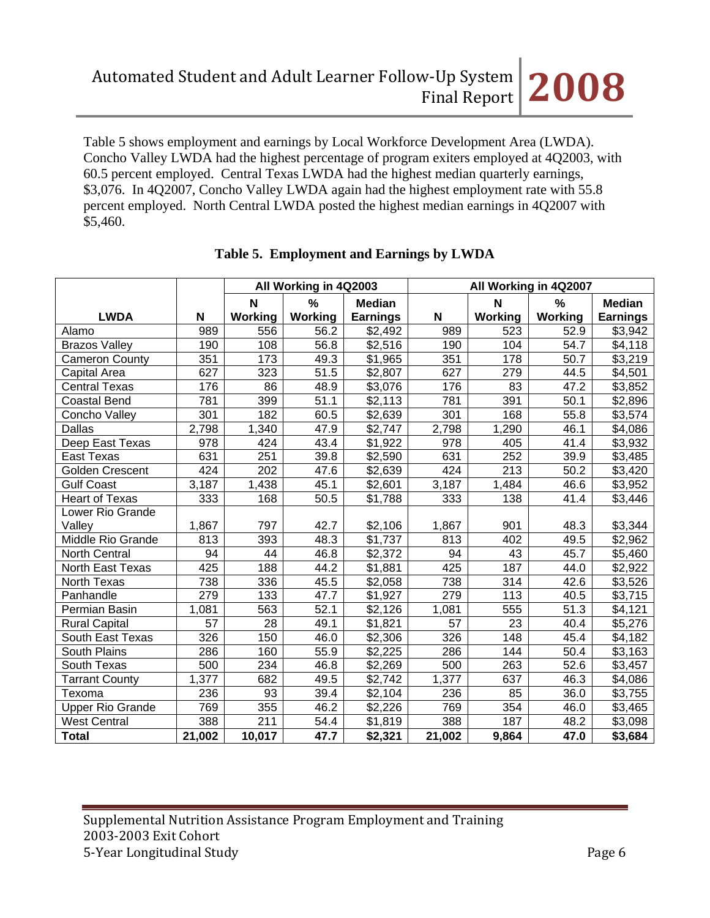Table 5 shows employment and earnings by Local Workforce Development Area (LWDA). Concho Valley LWDA had the highest percentage of program exiters employed at 4Q2003, with 60.5 percent employed. Central Texas LWDA had the highest median quarterly earnings, $3,076. In 4Q2007, Concho Valley LWDA again had the highest employment rate with 55.8 percent employed. North Central LWDA posted the highest median earnings in 4Q2007 with $5,460.

**Table 5. Employment and Earnings by LWDA**

| | | All Working in 4Q2003 | | | | All Working in 4Q2007 | | |
|---|---|---|---|---|---|---|---|---|
| **LWDA** | **N** | **N Working** | **% Working** | **Median Earnings** | **N** | **N Working** | **% Working** | **Median Earnings** |
| Alamo | 989 | 556 | 56.2 | $2,492 | 989 | 523 | 52.9 | $3,942 |
| Brazos Valley | 190 | 108 | 56.8 | $2,516 | 190 | 104 | 54.7 | $4,118 |
| Cameron County | 351 | 173 | 49.3 | $1,965 | 351 | 178 | 50.7 | $3,219 |
| Capital Area | 627 | 323 | 51.5 | $2,807 | 627 | 279 | 44.5 | $4,501 |
| Central Texas | 176 | 86 | 48.9 | $3,076 | 176 | 83 | 47.2 | $3,852 |
| Coastal Bend | 781 | 399 | 51.1 | $2,113 | 781 | 391 | 50.1 | $2,896 |
| Concho Valley | 301 | 182 | 60.5 | $2,639 | 301 | 168 | 55.8 | $3,574 |
| Dallas | 2,798 | 1,340 | 47.9 | $2,747 | 2,798 | 1,290 | 46.1 | $4,086 |
| Deep East Texas | 978 | 424 | 43.4 | $1,922 | 978 | 405 | 41.4 | $3,932 |
| East Texas | 631 | 251 | 39.8 | $2,590 | 631 | 252 | 39.9 | $3,485 |
| Golden Crescent | 424 | 202 | 47.6 | $2,639 | 424 | 213 | 50.2 | $3,420 |
| Gulf Coast | 3,187 | 1,438 | 45.1 | $2,601 | 3,187 | 1,484 | 46.6 | $3,952 |
| Heart of Texas | 333 | 168 | 50.5 | $1,788 | 333 | 138 | 41.4 | $3,446 |
| Lower Rio Grande Valley | 1,867 | 797 | 42.7 | $2,106 | 1,867 | 901 | 48.3 | $3,344 |
| Middle Rio Grande | 813 | 393 | 48.3 | $1,737 | 813 | 402 | 49.5 | $2,962 |
| North Central | 94 | 44 | 46.8 | $2,372 | 94 | 43 | 45.7 | $5,460 |
| North East Texas | 425 | 188 | 44.2 | $1,881 | 425 | 187 | 44.0 | $2,922 |
| North Texas | 738 | 336 | 45.5 | $2,058 | 738 | 314 | 42.6 | $3,526 |
| Panhandle | 279 | 133 | 47.7 | $1,927 | 279 | 113 | 40.5 | $3,715 |
| Permian Basin | 1,081 | 563 | 52.1 | $2,126 | 1,081 | 555 | 51.3 | $4,121 |
| Rural Capital | 57 | 28 | 49.1 | $1,821 | 57 | 23 | 40.4 | $5,276 |
| South East Texas | 326 | 150 | 46.0 | $2,306 | 326 | 148 | 45.4 | $4,182 |
| South Plains | 286 | 160 | 55.9 | $2,225 | 286 | 144 | 50.4 | $3,163 |
| South Texas | 500 | 234 | 46.8 | $2,269 | 500 | 263 | 52.6 | $3,457 |
| Tarrant County | 1,377 | 682 | 49.5 | $2,742 | 1,377 | 637 | 46.3 | $4,086 |
| Texoma | 236 | 93 | 39.4 | $2,104 | 236 | 85 | 36.0 | $3,755 |
| Upper Rio Grande | 769 | 355 | 46.2 | $2,226 | 769 | 354 | 46.0 | $3,465 |
| West Central | 388 | 211 | 54.4 | $1,819 | 388 | 187 | 48.2 | $3,098 |
| **Total** | **21,002** | **10,017** | **47.7** | **$2,321** | **21,002** | **9,864** | **47.0** | **$3,684** |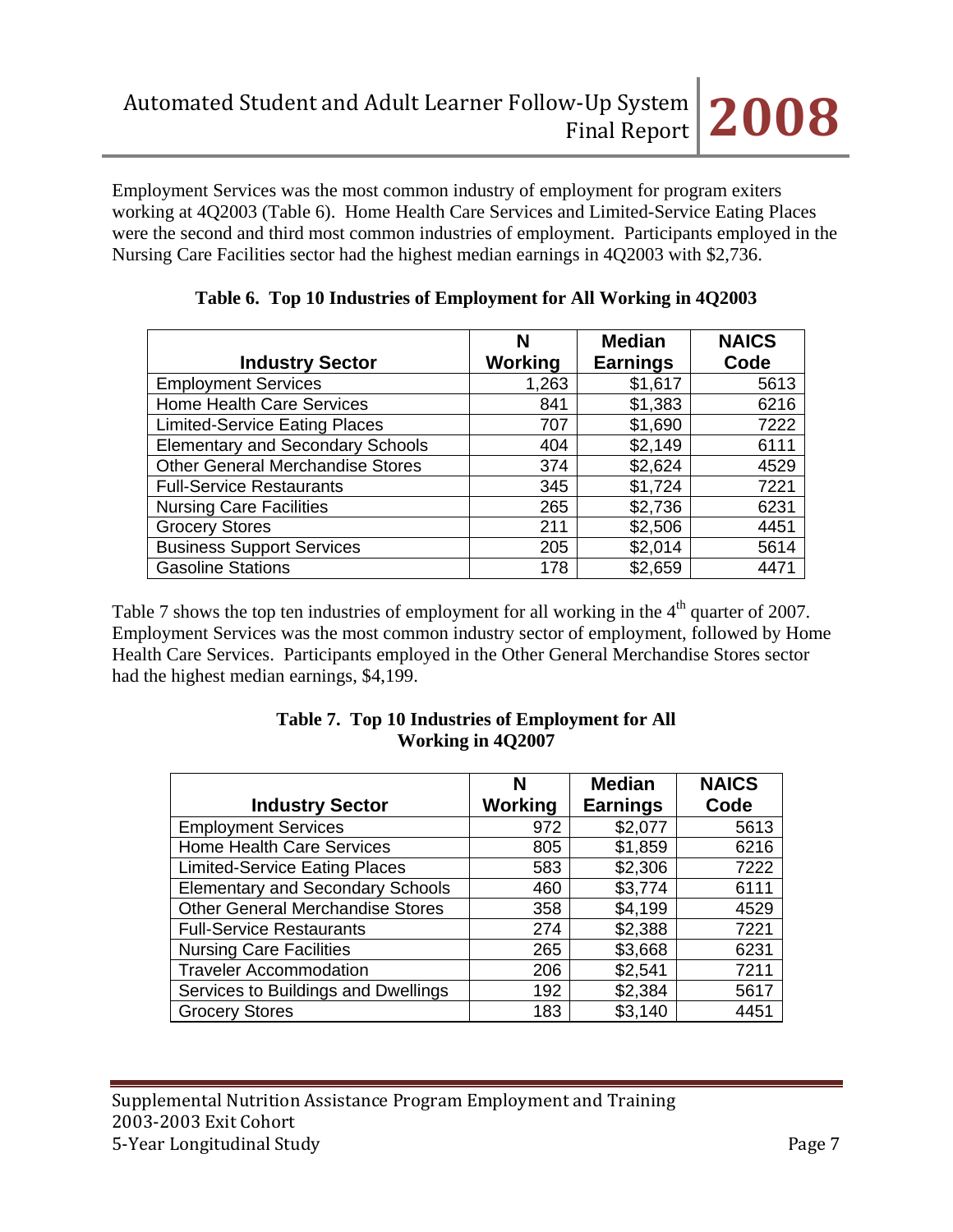Employment Services was the most common industry of employment for program exiters working at 4Q2003 (Table 6). Home Health Care Services and Limited-Service Eating Places were the second and third most common industries of employment. Participants employed in the Nursing Care Facilities sector had the highest median earnings in 4Q2003 with $2,736.

**Table 6. Top 10 Industries of Employment for All Working in 4Q2003**

| Industry Sector | N Working | Median Earnings | NAICS Code |
|---|---|---|---|
| Employment Services | 1,263 | $1,617 | 5613 |
| Home Health Care Services | 841 | $1,383 | 6216 |
| Limited-Service Eating Places | 707 | $1,690 | 7222 |
| Elementary and Secondary Schools | 404 | $2,149 | 6111 |
| Other General Merchandise Stores | 374 | $2,624 | 4529 |
| Full-Service Restaurants | 345 | $1,724 | 7221 |
| Nursing Care Facilities | 265 | $2,736 | 6231 |
| Grocery Stores | 211 | $2,506 | 4451 |
| Business Support Services | 205 | $2,014 | 5614 |
| Gasoline Stations | 178 | $2,659 | 4471 |

Table 7 shows the top ten industries of employment for all working in the 4th quarter of 2007. Employment Services was the most common industry sector of employment, followed by Home Health Care Services. Participants employed in the Other General Merchandise Stores sector had the highest median earnings, $4,199.

**Table 7. Top 10 Industries of Employment for All Working in 4Q2007**

| Industry Sector | N Working | Median Earnings | NAICS Code |
|---|---|---|---|
| Employment Services | 972 | $2,077 | 5613 |
| Home Health Care Services | 805 | $1,859 | 6216 |
| Limited-Service Eating Places | 583 | $2,306 | 7222 |
| Elementary and Secondary Schools | 460 | $3,774 | 6111 |
| Other General Merchandise Stores | 358 | $4,199 | 4529 |
| Full-Service Restaurants | 274 | $2,388 | 7221 |
| Nursing Care Facilities | 265 | $3,668 | 6231 |
| Traveler Accommodation | 206 | $2,541 | 7211 |
| Services to Buildings and Dwellings | 192 | $2,384 | 5617 |
| Grocery Stores | 183 | $3,140 | 4451 |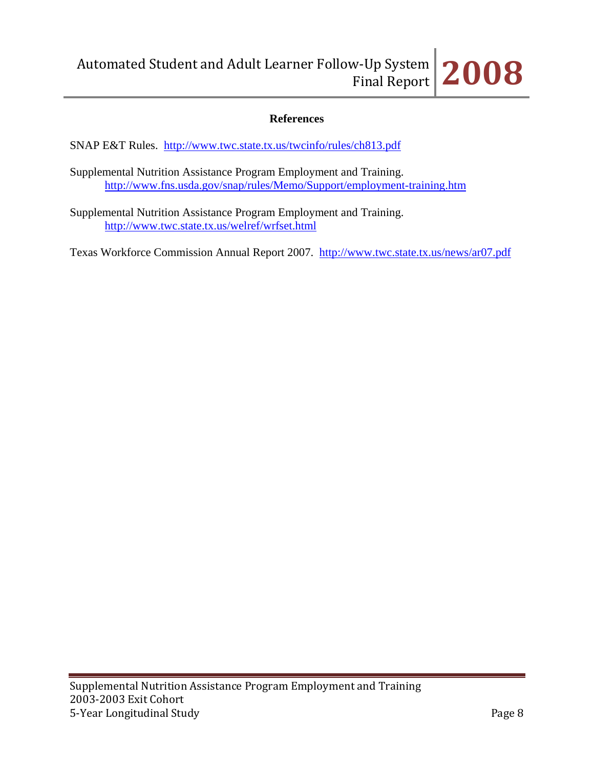## References

SNAP E&T Rules. http://www.twc.state.tx.us/twcinfo/rules/ch813.pdf

Supplemental Nutrition Assistance Program Employment and Training.
http://www.fns.usda.gov/snap/rules/Memo/Support/employment-training.htm

Supplemental Nutrition Assistance Program Employment and Training.
http://www.twc.state.tx.us/welref/wrfset.html

Texas Workforce Commission Annual Report 2007. http://www.twc.state.tx.us/news/ar07.pdf